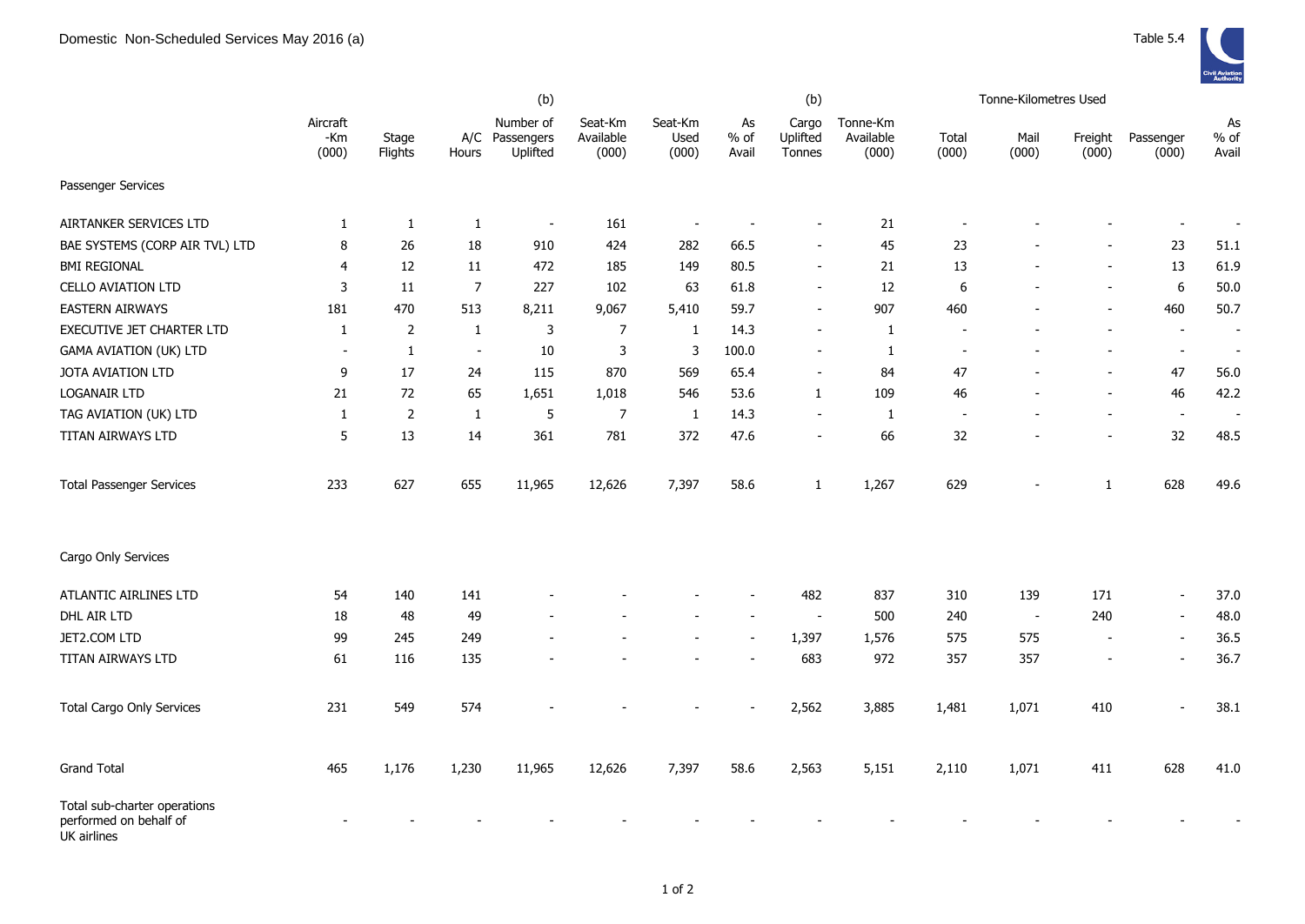Domestic Non-Scheduled Services May 2016 (a)

Table 5.4

| | Aircraft -Km (000) | Stage Flights | A/C Hours | (b) Number of Passengers Uplifted | Seat-Km Available (000) | Seat-Km Used (000) | As % of Avail | (b) Cargo Uplifted Tonnes | Tonne-Km Available (000) | Tonne-Kilometres Used Total (000) | Mail (000) | Freight (000) | Passenger (000) | As % of Avail |
|---|---|---|---|---|---|---|---|---|---|---|---|---|---|---|
| Passenger Services | | | | | | | | | | | | | | |
| AIRTANKER SERVICES LTD | 1 | 1 | 1 | - | 161 | - | - | - | 21 | - | - | - | - | - |
| BAE SYSTEMS (CORP AIR TVL) LTD | 8 | 26 | 18 | 910 | 424 | 282 | 66.5 | - | 45 | 23 | - | - | 23 | 51.1 |
| BMI REGIONAL | 4 | 12 | 11 | 472 | 185 | 149 | 80.5 | - | 21 | 13 | - | - | 13 | 61.9 |
| CELLO AVIATION LTD | 3 | 11 | 7 | 227 | 102 | 63 | 61.8 | - | 12 | 6 | - | - | 6 | 50.0 |
| EASTERN AIRWAYS | 181 | 470 | 513 | 8,211 | 9,067 | 5,410 | 59.7 | - | 907 | 460 | - | - | 460 | 50.7 |
| EXECUTIVE JET CHARTER LTD | 1 | 2 | 1 | 3 | 7 | 1 | 14.3 | - | 1 | - | - | - | - | - |
| GAMA AVIATION (UK) LTD | - | 1 | - | 10 | 3 | 3 | 100.0 | - | 1 | - | - | - | - | - |
| JOTA AVIATION LTD | 9 | 17 | 24 | 115 | 870 | 569 | 65.4 | - | 84 | 47 | - | - | 47 | 56.0 |
| LOGANAIR LTD | 21 | 72 | 65 | 1,651 | 1,018 | 546 | 53.6 | 1 | 109 | 46 | - | - | 46 | 42.2 |
| TAG AVIATION (UK) LTD | 1 | 2 | 1 | 5 | 7 | 1 | 14.3 | - | 1 | - | - | - | - | - |
| TITAN AIRWAYS LTD | 5 | 13 | 14 | 361 | 781 | 372 | 47.6 | - | 66 | 32 | - | - | 32 | 48.5 |
| Total Passenger Services | 233 | 627 | 655 | 11,965 | 12,626 | 7,397 | 58.6 | 1 | 1,267 | 629 | - | 1 | 628 | 49.6 |
| Cargo Only Services | | | | | | | | | | | | | | |
| ATLANTIC AIRLINES LTD | 54 | 140 | 141 | - | - | - | - | 482 | 837 | 310 | 139 | 171 | - | 37.0 |
| DHL AIR LTD | 18 | 48 | 49 | - | - | - | - | - | 500 | 240 | - | 240 | - | 48.0 |
| JET2.COM LTD | 99 | 245 | 249 | - | - | - | - | 1,397 | 1,576 | 575 | 575 | - | - | 36.5 |
| TITAN AIRWAYS LTD | 61 | 116 | 135 | - | - | - | - | 683 | 972 | 357 | 357 | - | - | 36.7 |
| Total Cargo Only Services | 231 | 549 | 574 | - | - | - | - | 2,562 | 3,885 | 1,481 | 1,071 | 410 | - | 38.1 |
| Grand Total | 465 | 1,176 | 1,230 | 11,965 | 12,626 | 7,397 | 58.6 | 2,563 | 5,151 | 2,110 | 1,071 | 411 | 628 | 41.0 |
| Total sub-charter operations performed on behalf of UK airlines | - | - | - | - | - | - | - | - | - | - | - | - | - | - |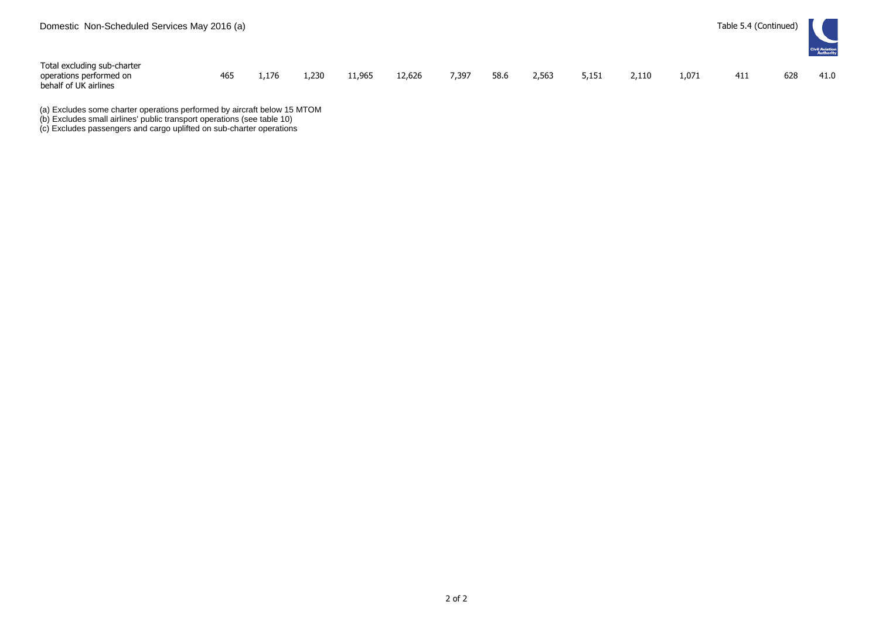Domestic Non-Scheduled Services May 2016 (a)

Table 5.4 (Continued)

| | | | | | | | | | | | | | | |
|---|---|---|---|---|---|---|---|---|---|---|---|---|---|---|
| Total excluding sub-charter operations performed on behalf of UK airlines | 465 | 1,176 | 1,230 | 11,965 | 12,626 | 7,397 | 58.6 | 2,563 | 5,151 | 2,110 | 1,071 | 411 | 628 | 41.0 |

(a) Excludes some charter operations performed by aircraft below 15 MTOM
(b) Excludes small airlines' public transport operations (see table 10)
(c) Excludes passengers and cargo uplifted on sub-charter operations